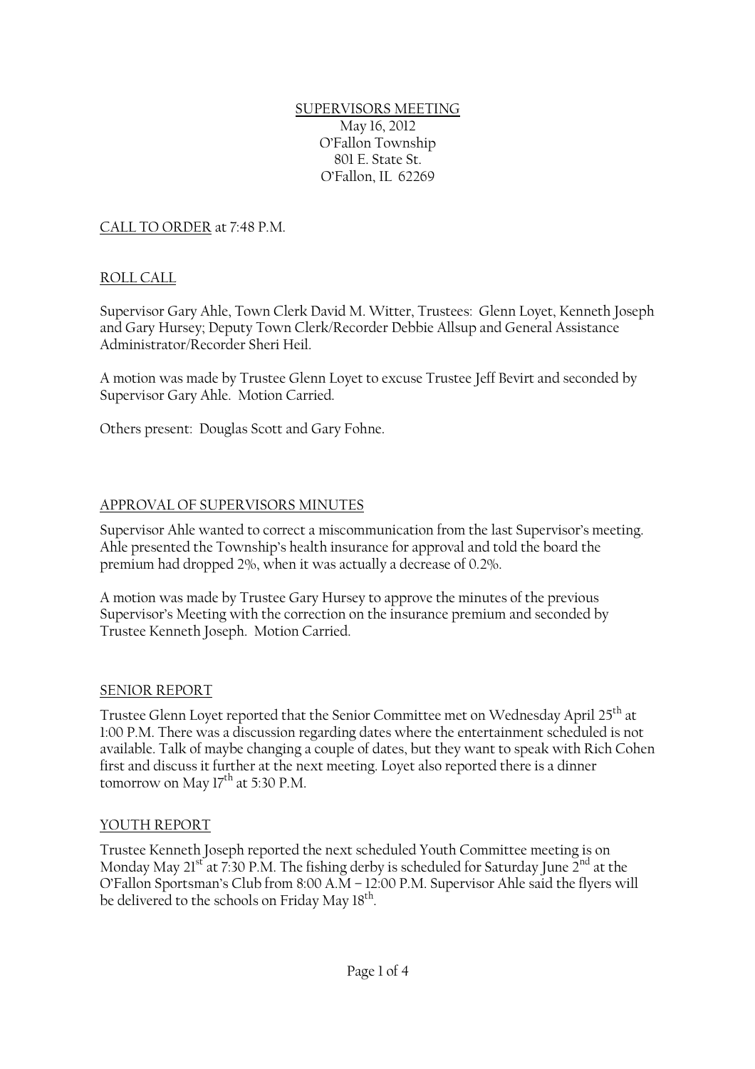SUPERVISORS MEETING
May 16, 2012
O'Fallon Township
801 E. State St.
O'Fallon, IL 62269

CALL TO ORDER at 7:48 P.M.

ROLL CALL

Supervisor Gary Ahle, Town Clerk David M. Witter, Trustees: Glenn Loyet, Kenneth Joseph and Gary Hursey; Deputy Town Clerk/Recorder Debbie Allsup and General Assistance Administrator/Recorder Sheri Heil.

A motion was made by Trustee Glenn Loyet to excuse Trustee Jeff Bevirt and seconded by Supervisor Gary Ahle. Motion Carried.

Others present: Douglas Scott and Gary Fohne.

APPROVAL OF SUPERVISORS MINUTES

Supervisor Ahle wanted to correct a miscommunication from the last Supervisor's meeting. Ahle presented the Township's health insurance for approval and told the board the premium had dropped 2%, when it was actually a decrease of 0.2%.

A motion was made by Trustee Gary Hursey to approve the minutes of the previous Supervisor's Meeting with the correction on the insurance premium and seconded by Trustee Kenneth Joseph. Motion Carried.

SENIOR REPORT

Trustee Glenn Loyet reported that the Senior Committee met on Wednesday April 25th at 1:00 P.M. There was a discussion regarding dates where the entertainment scheduled is not available. Talk of maybe changing a couple of dates, but they want to speak with Rich Cohen first and discuss it further at the next meeting. Loyet also reported there is a dinner tomorrow on May 17th at 5:30 P.M.

YOUTH REPORT

Trustee Kenneth Joseph reported the next scheduled Youth Committee meeting is on Monday May 21st at 7:30 P.M. The fishing derby is scheduled for Saturday June 2nd at the O'Fallon Sportsman's Club from 8:00 A.M – 12:00 P.M. Supervisor Ahle said the flyers will be delivered to the schools on Friday May 18th.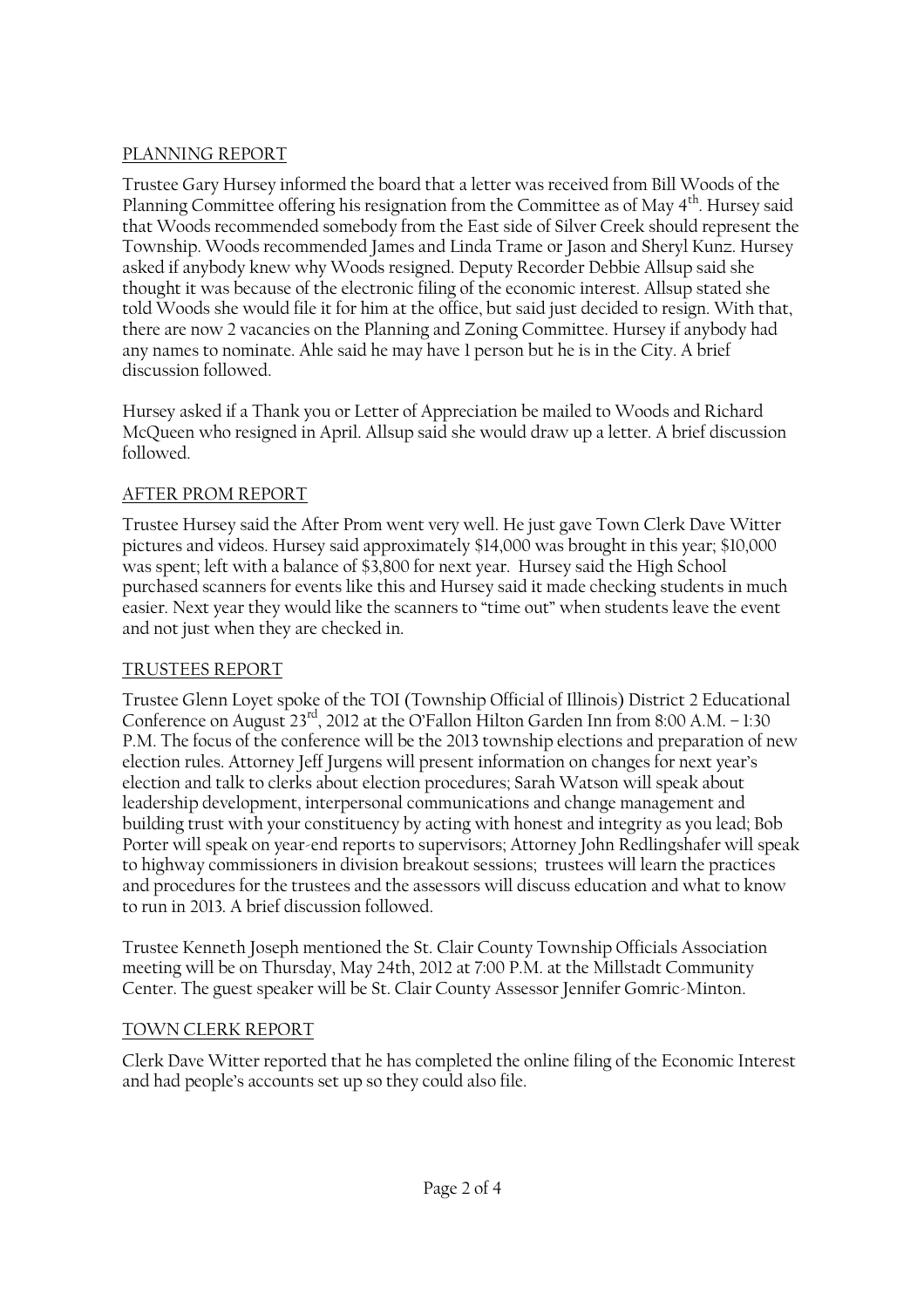PLANNING REPORT

Trustee Gary Hursey informed the board that a letter was received from Bill Woods of the Planning Committee offering his resignation from the Committee as of May 4th. Hursey said that Woods recommended somebody from the East side of Silver Creek should represent the Township. Woods recommended James and Linda Trame or Jason and Sheryl Kunz. Hursey asked if anybody knew why Woods resigned. Deputy Recorder Debbie Allsup said she thought it was because of the electronic filing of the economic interest. Allsup stated she told Woods she would file it for him at the office, but said just decided to resign. With that, there are now 2 vacancies on the Planning and Zoning Committee. Hursey if anybody had any names to nominate. Ahle said he may have 1 person but he is in the City. A brief discussion followed.

Hursey asked if a Thank you or Letter of Appreciation be mailed to Woods and Richard McQueen who resigned in April. Allsup said she would draw up a letter. A brief discussion followed.

AFTER PROM REPORT

Trustee Hursey said the After Prom went very well. He just gave Town Clerk Dave Witter pictures and videos. Hursey said approximately $14,000 was brought in this year; $10,000 was spent; left with a balance of $3,800 for next year. Hursey said the High School purchased scanners for events like this and Hursey said it made checking students in much easier. Next year they would like the scanners to "time out" when students leave the event and not just when they are checked in.

TRUSTEES REPORT

Trustee Glenn Loyet spoke of the TOI (Township Official of Illinois) District 2 Educational Conference on August 23rd, 2012 at the O'Fallon Hilton Garden Inn from 8:00 A.M. – 1:30 P.M. The focus of the conference will be the 2013 township elections and preparation of new election rules. Attorney Jeff Jurgens will present information on changes for next year's election and talk to clerks about election procedures; Sarah Watson will speak about leadership development, interpersonal communications and change management and building trust with your constituency by acting with honest and integrity as you lead; Bob Porter will speak on year-end reports to supervisors; Attorney John Redlingshafer will speak to highway commissioners in division breakout sessions; trustees will learn the practices and procedures for the trustees and the assessors will discuss education and what to know to run in 2013. A brief discussion followed.

Trustee Kenneth Joseph mentioned the St. Clair County Township Officials Association meeting will be on Thursday, May 24th, 2012 at 7:00 P.M. at the Millstadt Community Center. The guest speaker will be St. Clair County Assessor Jennifer Gomric-Minton.

TOWN CLERK REPORT

Clerk Dave Witter reported that he has completed the online filing of the Economic Interest and had people's accounts set up so they could also file.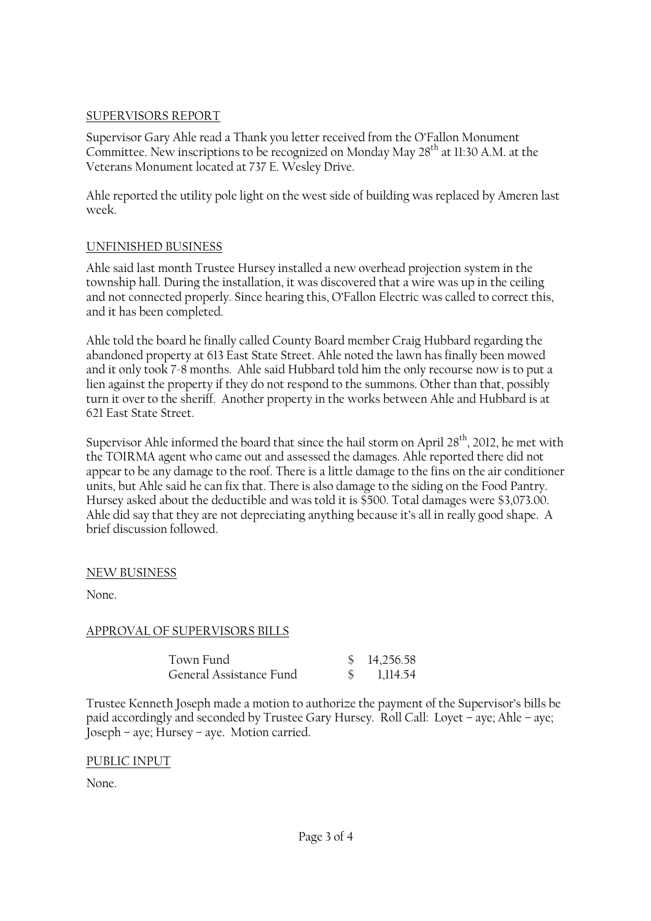## SUPERVISORS REPORT

Supervisor Gary Ahle read a Thank you letter received from the O'Fallon Monument Committee. New inscriptions to be recognized on Monday May 28th at 11:30 A.M. at the Veterans Monument located at 737 E. Wesley Drive.

Ahle reported the utility pole light on the west side of building was replaced by Ameren last week.

## UNFINISHED BUSINESS

Ahle said last month Trustee Hursey installed a new overhead projection system in the township hall. During the installation, it was discovered that a wire was up in the ceiling and not connected properly. Since hearing this, O'Fallon Electric was called to correct this, and it has been completed.

Ahle told the board he finally called County Board member Craig Hubbard regarding the abandoned property at 613 East State Street. Ahle noted the lawn has finally been mowed and it only took 7-8 months. Ahle said Hubbard told him the only recourse now is to put a lien against the property if they do not respond to the summons. Other than that, possibly turn it over to the sheriff. Another property in the works between Ahle and Hubbard is at 621 East State Street.

Supervisor Ahle informed the board that since the hail storm on April 28th, 2012, he met with the TOIRMA agent who came out and assessed the damages. Ahle reported there did not appear to be any damage to the roof. There is a little damage to the fins on the air conditioner units, but Ahle said he can fix that. There is also damage to the siding on the Food Pantry. Hursey asked about the deductible and was told it is $500. Total damages were $3,073.00. Ahle did say that they are not depreciating anything because it's all in really good shape. A brief discussion followed.

## NEW BUSINESS

None.

## APPROVAL OF SUPERVISORS BILLS

| | |
|---|---|
| Town Fund | $ 14,256.58 |
| General Assistance Fund | $ 1,114.54 |

Trustee Kenneth Joseph made a motion to authorize the payment of the Supervisor's bills be paid accordingly and seconded by Trustee Gary Hursey. Roll Call: Loyet – aye; Ahle – aye; Joseph – aye; Hursey – aye. Motion carried.

## PUBLIC INPUT

None.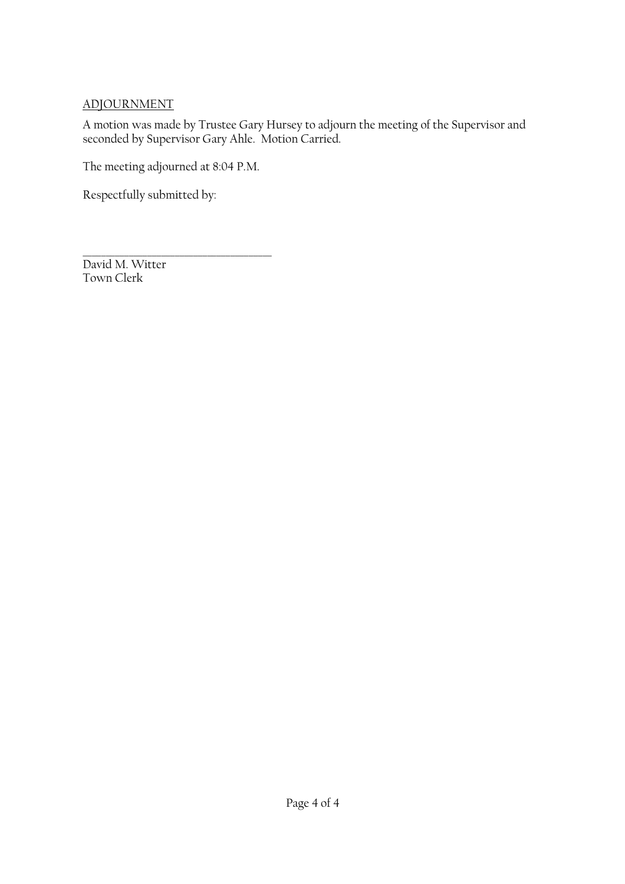ADJOURNMENT

A motion was made by Trustee Gary Hursey to adjourn the meeting of the Supervisor and seconded by Supervisor Gary Ahle. Motion Carried.

The meeting adjourned at 8:04 P.M.

Respectfully submitted by:

\_\_\_\_\_\_\_\_\_\_\_\_\_\_\_\_\_\_\_\_\_\_\_\_\_\_\_\_\_\_\_\_\_\_\_\_

David M. Witter
Town Clerk